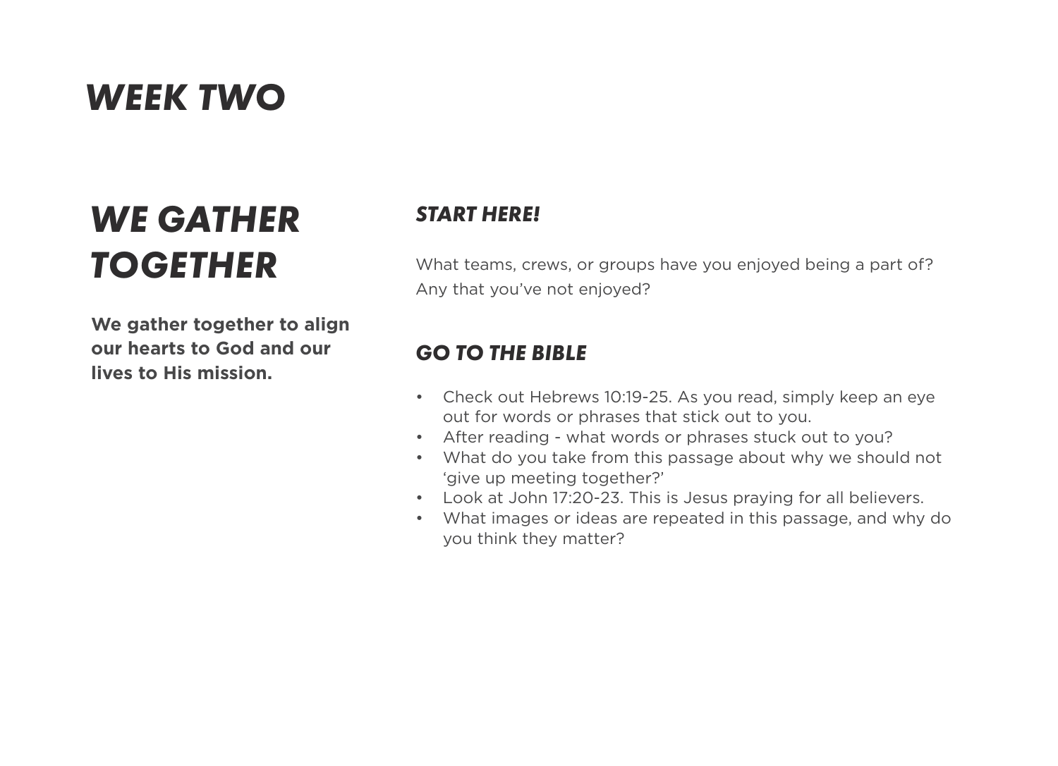# *WEEK TWO*

## *WE GATHER TOGETHER*

**We gather together to align our hearts to God and our lives to His mission.**

### *START HERE!*

What teams, crews, or groups have you enjoyed being a part of? Any that you've not enjoyed?

### *GO TO THE BIBLE*

- Check out Hebrews 10:19-25. As you read, simply keep an eye out for words or phrases that stick out to you.
- After reading - what words or phrases stuck out to you?
- What do you take from this passage about why we should not 'give up meeting together?'
- Look at John 17:20-23. This is Jesus praying for all believers.
- What images or ideas are repeated in this passage, and why do you think they matter?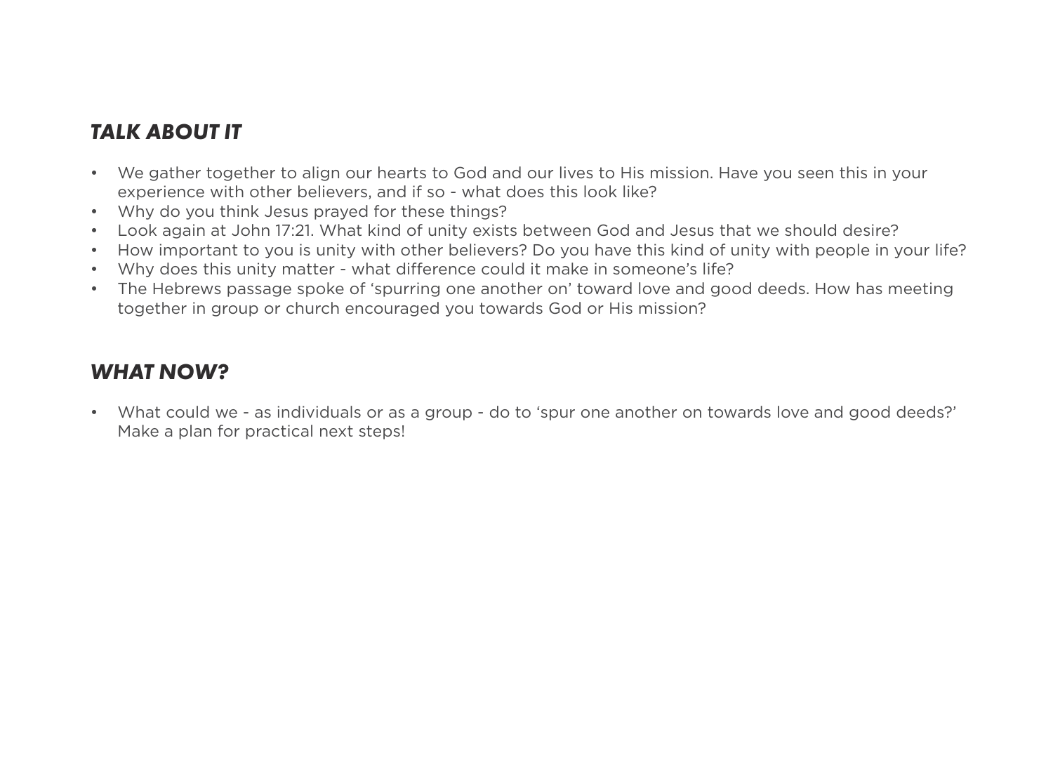## *TALK ABOUT IT*

- We gather together to align our hearts to God and our lives to His mission. Have you seen this in your experience with other believers, and if so - what does this look like?
- Why do you think Jesus prayed for these things?
- Look again at John 17:21. What kind of unity exists between God and Jesus that we should desire?
- How important to you is unity with other believers? Do you have this kind of unity with people in your life?
- Why does this unity matter - what difference could it make in someone's life?
- The Hebrews passage spoke of 'spurring one another on' toward love and good deeds. How has meeting together in group or church encouraged you towards God or His mission?

## *WHAT NOW?*

- What could we - as individuals or as a group - do to 'spur one another on towards love and good deeds?' Make a plan for practical next steps!